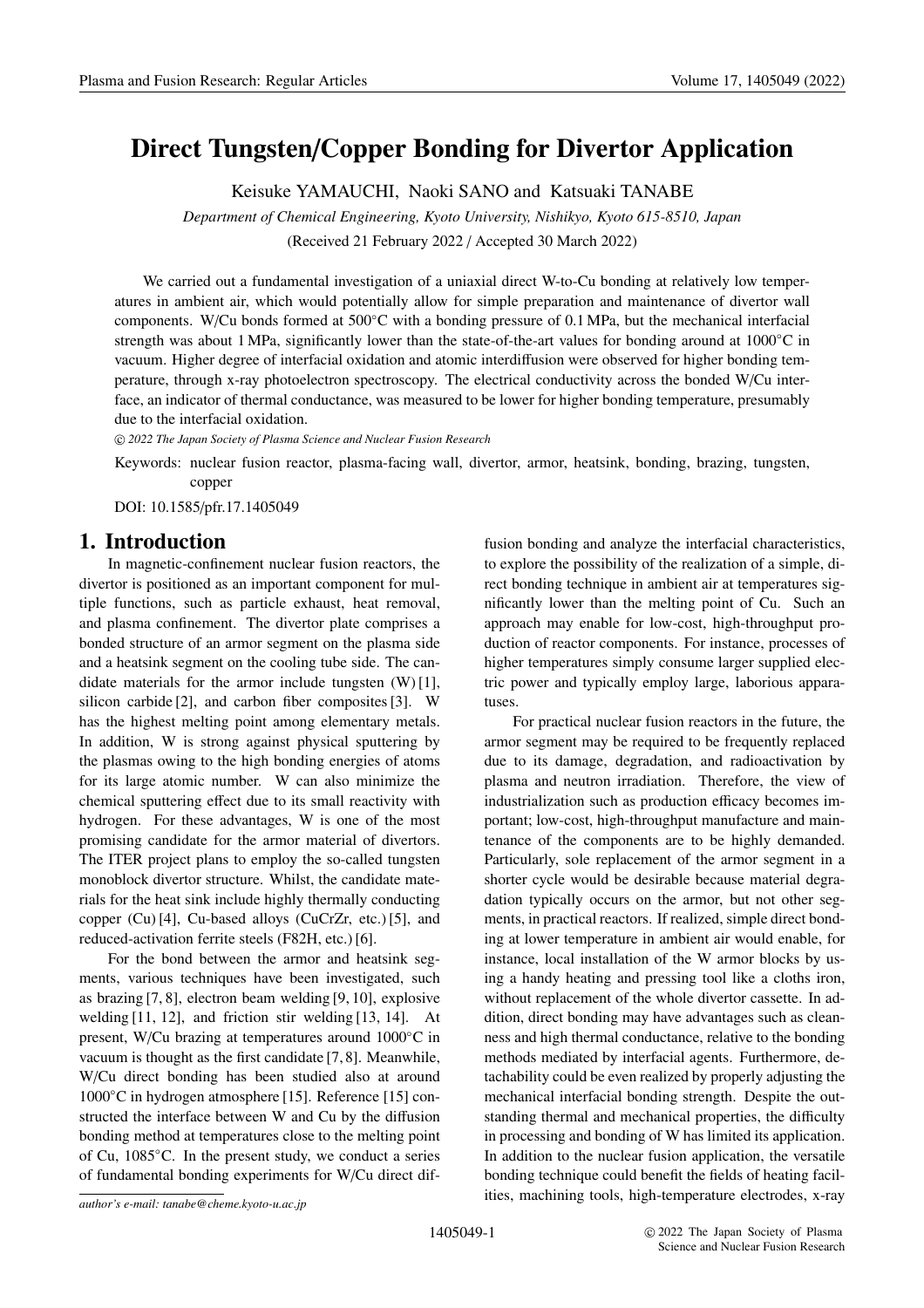# Direct Tungsten/Copper Bonding for Divertor Application

Keisuke YAMAUCHI, Naoki SANO and Katsuaki TANABE

*Department of Chemical Engineering, Kyoto University, Nishikyo, Kyoto 615-8510, Japan*

(Received 21 February 2022 / Accepted 30 March 2022)

We carried out a fundamental investigation of a uniaxial direct W-to-Cu bonding at relatively low temperatures in ambient air, which would potentially allow for simple preparation and maintenance of divertor wall components. W/Cu bonds formed at 500°C with a bonding pressure of 0.1 MPa, but the mechanical interfacial strength was about 1 MPa, significantly lower than the state-of-the-art values for bonding around at 1000°C in vacuum. Higher degree of interfacial oxidation and atomic interdiffusion were observed for higher bonding temperature, through x-ray photoelectron spectroscopy. The electrical conductivity across the bonded W/Cu interface, an indicator of thermal conductance, was measured to be lower for higher bonding temperature, presumably due to the interfacial oxidation.

© *2022 The Japan Society of Plasma Science and Nuclear Fusion Research*

Keywords: nuclear fusion reactor, plasma-facing wall, divertor, armor, heatsink, bonding, brazing, tungsten, copper

DOI: 10.1585/pfr.17.1405049

## 1. Introduction

In magnetic-confinement nuclear fusion reactors, the divertor is positioned as an important component for multiple functions, such as particle exhaust, heat removal, and plasma confinement. The divertor plate comprises a bonded structure of an armor segment on the plasma side and a heatsink segment on the cooling tube side. The candidate materials for the armor include tungsten (W) [1], silicon carbide [2], and carbon fiber composites [3]. W has the highest melting point among elementary metals. In addition, W is strong against physical sputtering by the plasmas owing to the high bonding energies of atoms for its large atomic number. W can also minimize the chemical sputtering effect due to its small reactivity with hydrogen. For these advantages, W is one of the most promising candidate for the armor material of divertors. The ITER project plans to employ the so-called tungsten monoblock divertor structure. Whilst, the candidate materials for the heat sink include highly thermally conducting copper (Cu) [4], Cu-based alloys (CuCrZr, etc.) [5], and reduced-activation ferrite steels (F82H, etc.) [6].

For the bond between the armor and heatsink segments, various techniques have been investigated, such as brazing [7, 8], electron beam welding [9, 10], explosive welding [11, 12], and friction stir welding [13, 14]. At present, W/Cu brazing at temperatures around 1000°C in vacuum is thought as the first candidate [7, 8]. Meanwhile, W/Cu direct bonding has been studied also at around 1000°C in hydrogen atmosphere [15]. Reference [15] constructed the interface between W and Cu by the diffusion bonding method at temperatures close to the melting point of Cu, 1085°C. In the present study, we conduct a series of fundamental bonding experiments for W/Cu direct diffusion bonding and analyze the interfacial characteristics, to explore the possibility of the realization of a simple, direct bonding technique in ambient air at temperatures significantly lower than the melting point of Cu. Such an approach may enable for low-cost, high-throughput production of reactor components. For instance, processes of higher temperatures simply consume larger supplied electric power and typically employ large, laborious apparatuses.

For practical nuclear fusion reactors in the future, the armor segment may be required to be frequently replaced due to its damage, degradation, and radioactivation by plasma and neutron irradiation. Therefore, the view of industrialization such as production efficacy becomes important; low-cost, high-throughput manufacture and maintenance of the components are to be highly demanded. Particularly, sole replacement of the armor segment in a shorter cycle would be desirable because material degradation typically occurs on the armor, but not other segments, in practical reactors. If realized, simple direct bonding at lower temperature in ambient air would enable, for instance, local installation of the W armor blocks by using a handy heating and pressing tool like a cloths iron, without replacement of the whole divertor cassette. In addition, direct bonding may have advantages such as cleanness and high thermal conductance, relative to the bonding methods mediated by interfacial agents. Furthermore, detachability could be even realized by properly adjusting the mechanical interfacial bonding strength. Despite the outstanding thermal and mechanical properties, the difficulty in processing and bonding of W has limited its application. In addition to the nuclear fusion application, the versatile bonding technique could benefit the fields of heating facilities, machining tools, high-temperature electrodes, x-ray

*author's e-mail: tanabe@cheme.kyoto-u.ac.jp*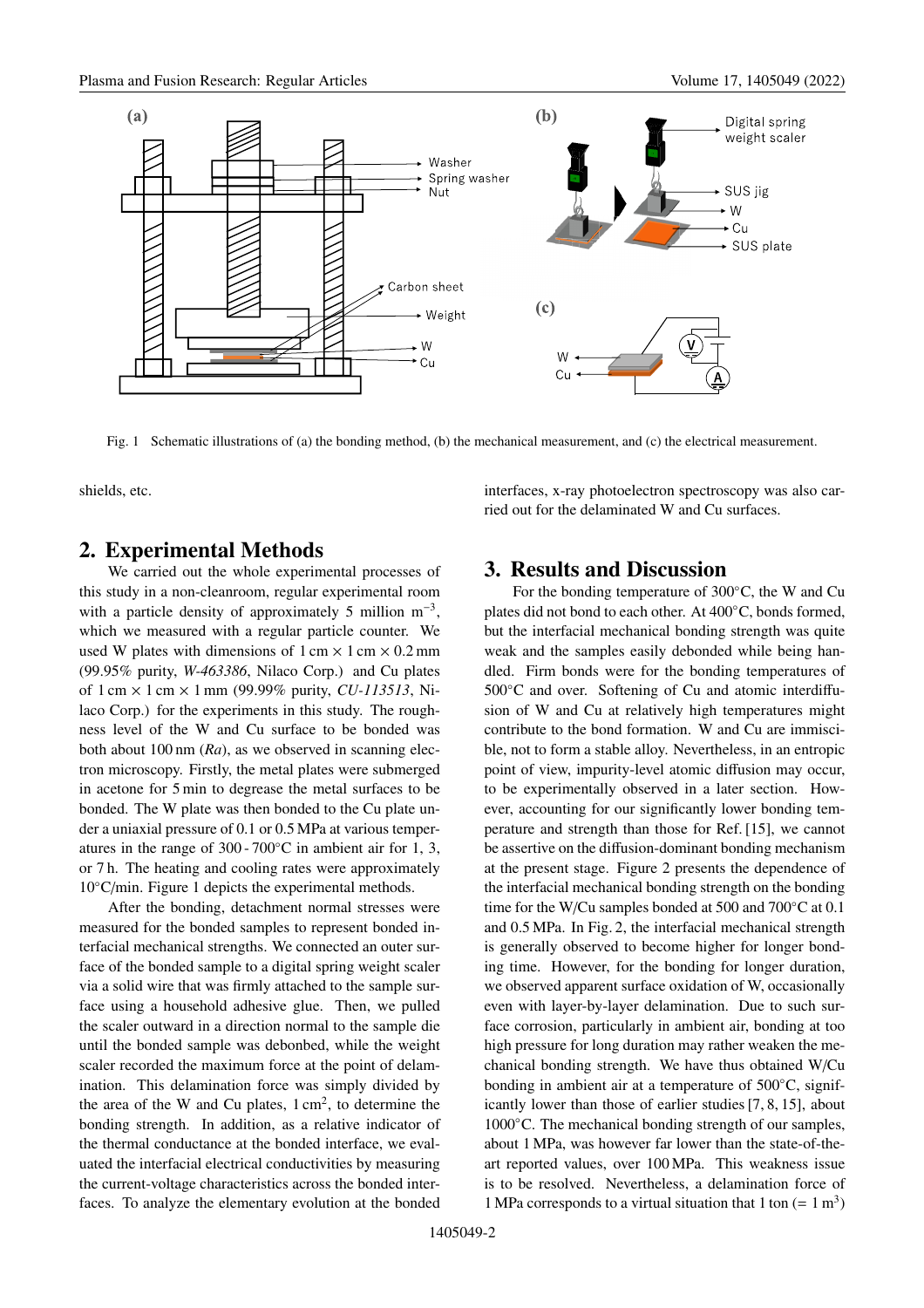Fig. 1 Schematic illustrations of (a) the bonding method, (b) the mechanical measurement, and (c) the electrical measurement.

shields, etc.

## 2. Experimental Methods

We carried out the whole experimental processes of this study in a non-cleanroom, regular experimental room with a particle density of approximately 5 million $m^{-3}$, which we measured with a regular particle counter. We used W plates with dimensions of 1 cm × 1 cm × 0.2 mm (99.95% purity, *W-463386*, Nilaco Corp.) and Cu plates of 1 cm × 1 cm × 1 mm (99.99% purity, *CU-113513*, Nilaco Corp.) for the experiments in this study. The roughness level of the W and Cu surface to be bonded was both about 100 nm (*Ra*), as we observed in scanning electron microscopy. Firstly, the metal plates were submerged in acetone for 5 min to degrease the metal surfaces to be bonded. The W plate was then bonded to the Cu plate under a uniaxial pressure of 0.1 or 0.5 MPa at various temperatures in the range of 300 - 700°C in ambient air for 1, 3, or 7 h. The heating and cooling rates were approximately 10°C/min. Figure 1 depicts the experimental methods.

After the bonding, detachment normal stresses were measured for the bonded samples to represent bonded interfacial mechanical strengths. We connected an outer surface of the bonded sample to a digital spring weight scaler via a solid wire that was firmly attached to the sample surface using a household adhesive glue. Then, we pulled the scaler outward in a direction normal to the sample die until the bonded sample was debonbed, while the weight scaler recorded the maximum force at the point of delamination. This delamination force was simply divided by the area of the W and Cu plates, 1 $cm^2$, to determine the bonding strength. In addition, as a relative indicator of the thermal conductance at the bonded interface, we evaluated the interfacial electrical conductivities by measuring the current-voltage characteristics across the bonded interfaces. To analyze the elementary evolution at the bonded interfaces, x-ray photoelectron spectroscopy was also carried out for the delaminated W and Cu surfaces.

## 3. Results and Discussion

For the bonding temperature of 300°C, the W and Cu plates did not bond to each other. At 400°C, bonds formed, but the interfacial mechanical bonding strength was quite weak and the samples easily debonded while being handled. Firm bonds were for the bonding temperatures of 500°C and over. Softening of Cu and atomic interdiffusion of W and Cu at relatively high temperatures might contribute to the bond formation. W and Cu are immiscible, not to form a stable alloy. Nevertheless, in an entropic point of view, impurity-level atomic diffusion may occur, to be experimentally observed in a later section. However, accounting for our significantly lower bonding temperature and strength than those for Ref. [15], we cannot be assertive on the diffusion-dominant bonding mechanism at the present stage. Figure 2 presents the dependence of the interfacial mechanical bonding strength on the bonding time for the W/Cu samples bonded at 500 and 700°C at 0.1 and 0.5 MPa. In Fig. 2, the interfacial mechanical strength is generally observed to become higher for longer bonding time. However, for the bonding for longer duration, we observed apparent surface oxidation of W, occasionally even with layer-by-layer delamination. Due to such surface corrosion, particularly in ambient air, bonding at too high pressure for long duration may rather weaken the mechanical bonding strength. We have thus obtained W/Cu bonding in ambient air at a temperature of 500°C, significantly lower than those of earlier studies [7, 8, 15], about 1000°C. The mechanical bonding strength of our samples, about 1 MPa, was however far lower than the state-of-the-art reported values, over 100 MPa. This weakness issue is to be resolved. Nevertheless, a delamination force of 1 MPa corresponds to a virtual situation that 1 ton (= 1 $m^3$)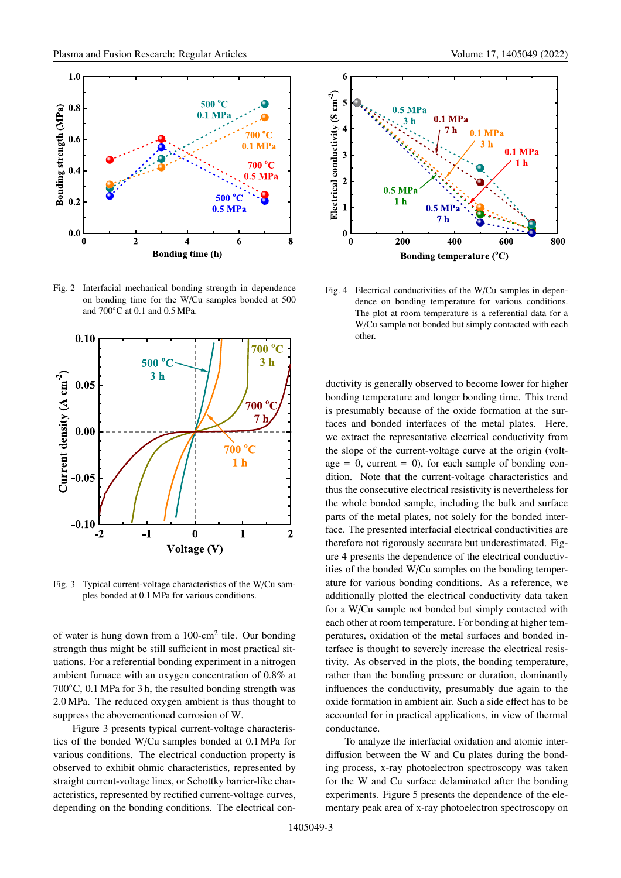Fig. 2 Interfacial mechanical bonding strength in dependence on bonding time for the W/Cu samples bonded at 500 and 700°C at 0.1 and 0.5 MPa.

Fig. 3 Typical current-voltage characteristics of the W/Cu samples bonded at 0.1 MPa for various conditions.

of water is hung down from a 100-cm$^2$ tile. Our bonding strength thus might be still sufficient in most practical situations. For a referential bonding experiment in a nitrogen ambient furnace with an oxygen concentration of 0.8% at 700°C, 0.1 MPa for 3 h, the resulted bonding strength was 2.0 MPa. The reduced oxygen ambient is thus thought to suppress the abovementioned corrosion of W.

Figure 3 presents typical current-voltage characteristics of the bonded W/Cu samples bonded at 0.1 MPa for various conditions. The electrical conduction property is observed to exhibit ohmic characteristics, represented by straight current-voltage lines, or Schottky barrier-like characteristics, represented by rectified current-voltage curves, depending on the bonding conditions. The electrical conductivity is generally observed to become lower for higher bonding temperature and longer bonding time. This trend is presumably because of the oxide formation at the surfaces and bonded interfaces of the metal plates. Here, we extract the representative electrical conductivity from the slope of the current-voltage curve at the origin (voltage = 0, current = 0), for each sample of bonding condition. Note that the current-voltage characteristics and thus the consecutive electrical resistivity is nevertheless for the whole bonded sample, including the bulk and surface parts of the metal plates, not solely for the bonded interface. The presented interfacial electrical conductivities are therefore not rigorously accurate but underestimated. Figure 4 presents the dependence of the electrical conductivities of the bonded W/Cu samples on the bonding temperature for various bonding conditions. As a reference, we additionally plotted the electrical conductivity data taken for a W/Cu sample not bonded but simply contacted with each other at room temperature. For bonding at higher temperatures, oxidation of the metal surfaces and bonded interface is thought to severely increase the electrical resistivity. As observed in the plots, the bonding temperature, rather than the bonding pressure or duration, dominantly influences the conductivity, presumably due again to the oxide formation in ambient air. Such a side effect has to be accounted for in practical applications, in view of thermal conductance.

Fig. 4 Electrical conductivities of the W/Cu samples in dependence on bonding temperature for various conditions. The plot at room temperature is a referential data for a W/Cu sample not bonded but simply contacted with each other.

To analyze the interfacial oxidation and atomic interdiffusion between the W and Cu plates during the bonding process, x-ray photoelectron spectroscopy was taken for the W and Cu surface delaminated after the bonding experiments. Figure 5 presents the dependence of the elementary peak area of x-ray photoelectron spectroscopy on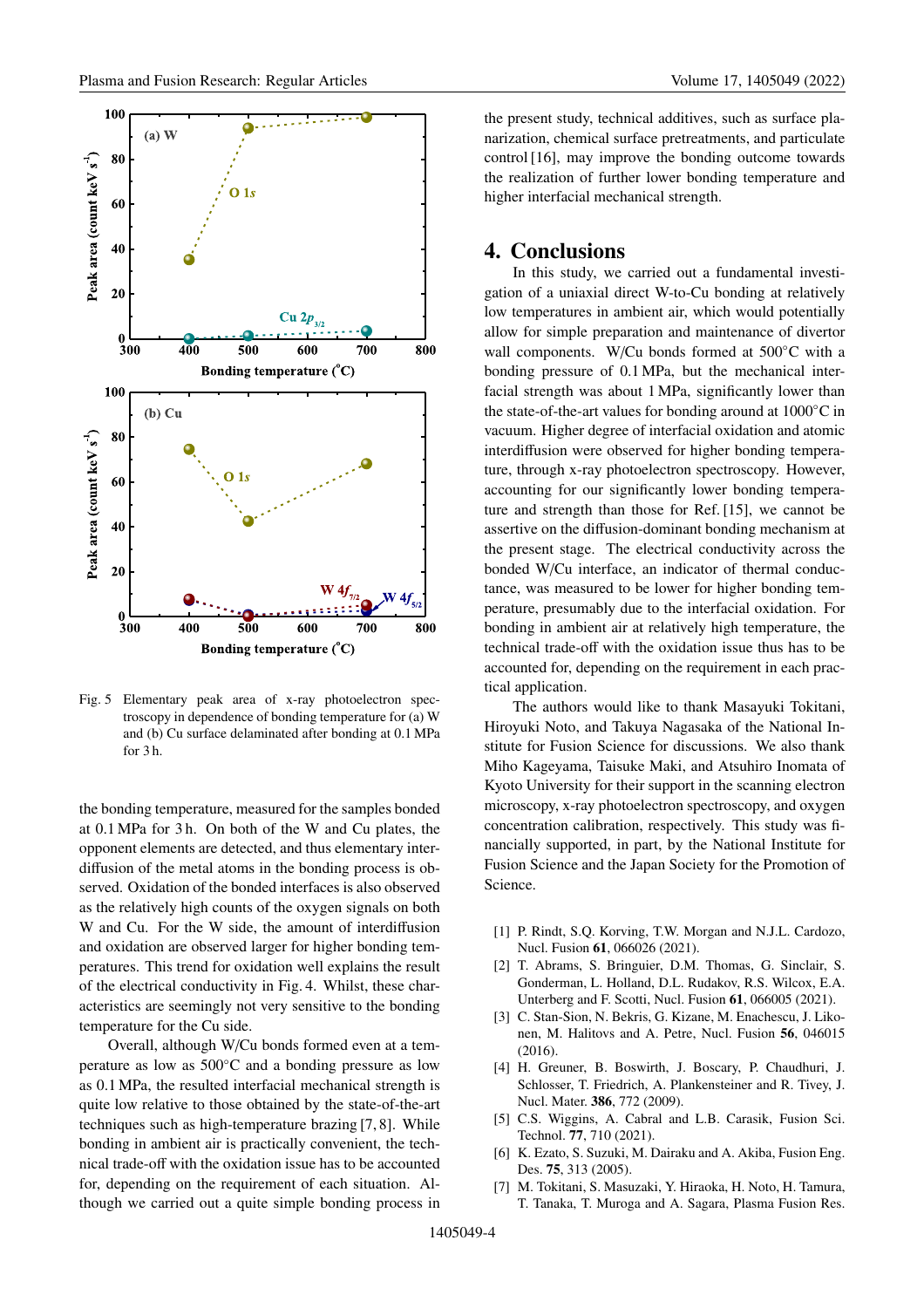Fig. 5 Elementary peak area of x-ray photoelectron spectroscopy in dependence of bonding temperature for (a) W and (b) Cu surface delaminated after bonding at 0.1 MPa for 3 h.

the bonding temperature, measured for the samples bonded at 0.1 MPa for 3 h. On both of the W and Cu plates, the opponent elements are detected, and thus elementary interdiffusion of the metal atoms in the bonding process is observed. Oxidation of the bonded interfaces is also observed as the relatively high counts of the oxygen signals on both W and Cu. For the W side, the amount of interdiffusion and oxidation are observed larger for higher bonding temperatures. This trend for oxidation well explains the result of the electrical conductivity in Fig. 4. Whilst, these characteristics are seemingly not very sensitive to the bonding temperature for the Cu side.

Overall, although W/Cu bonds formed even at a temperature as low as 500°C and a bonding pressure as low as 0.1 MPa, the resulted interfacial mechanical strength is quite low relative to those obtained by the state-of-the-art techniques such as high-temperature brazing [7, 8]. While bonding in ambient air is practically convenient, the technical trade-off with the oxidation issue has to be accounted for, depending on the requirement of each situation. Although we carried out a quite simple bonding process in the present study, technical additives, such as surface planarization, chemical surface pretreatments, and particulate control [16], may improve the bonding outcome towards the realization of further lower bonding temperature and higher interfacial mechanical strength.

## 4. Conclusions

In this study, we carried out a fundamental investigation of a uniaxial direct W-to-Cu bonding at relatively low temperatures in ambient air, which would potentially allow for simple preparation and maintenance of divertor wall components. W/Cu bonds formed at 500°C with a bonding pressure of 0.1 MPa, but the mechanical interfacial strength was about 1 MPa, significantly lower than the state-of-the-art values for bonding around at 1000°C in vacuum. Higher degree of interfacial oxidation and atomic interdiffusion were observed for higher bonding temperature, through x-ray photoelectron spectroscopy. However, accounting for our significantly lower bonding temperature and strength than those for Ref. [15], we cannot be assertive on the diffusion-dominant bonding mechanism at the present stage. The electrical conductivity across the bonded W/Cu interface, an indicator of thermal conductance, was measured to be lower for higher bonding temperature, presumably due to the interfacial oxidation. For bonding in ambient air at relatively high temperature, the technical trade-off with the oxidation issue thus has to be accounted for, depending on the requirement in each practical application.

The authors would like to thank Masayuki Tokitani, Hiroyuki Noto, and Takuya Nagasaka of the National Institute for Fusion Science for discussions. We also thank Miho Kageyama, Taisuke Maki, and Atsuhiro Inomata of Kyoto University for their support in the scanning electron microscopy, x-ray photoelectron spectroscopy, and oxygen concentration calibration, respectively. This study was financially supported, in part, by the National Institute for Fusion Science and the Japan Society for the Promotion of Science.

[1] P. Rindt, S.Q. Korving, T.W. Morgan and N.J.L. Cardozo, Nucl. Fusion **61**, 066026 (2021).

[2] T. Abrams, S. Bringuier, D.M. Thomas, G. Sinclair, S. Gonderman, L. Holland, D.L. Rudakov, R.S. Wilcox, E.A. Unterberg and F. Scotti, Nucl. Fusion **61**, 066005 (2021).

[3] C. Stan-Sion, N. Bekris, G. Kizane, M. Enachescu, J. Likonen, M. Halitovs and A. Petre, Nucl. Fusion **56**, 046015 (2016).

[4] H. Greuner, B. Boswirth, J. Boscary, P. Chaudhuri, J. Schlosser, T. Friedrich, A. Plankensteiner and R. Tivey, J. Nucl. Mater. **386**, 772 (2009).

[5] C.S. Wiggins, A. Cabral and L.B. Carasik, Fusion Sci. Technol. **77**, 710 (2021).

[6] K. Ezato, S. Suzuki, M. Dairaku and A. Akiba, Fusion Eng. Des. **75**, 313 (2005).

[7] M. Tokitani, S. Masuzaki, Y. Hiraoka, H. Noto, H. Tamura, T. Tanaka, T. Muroga and A. Sagara, Plasma Fusion Res.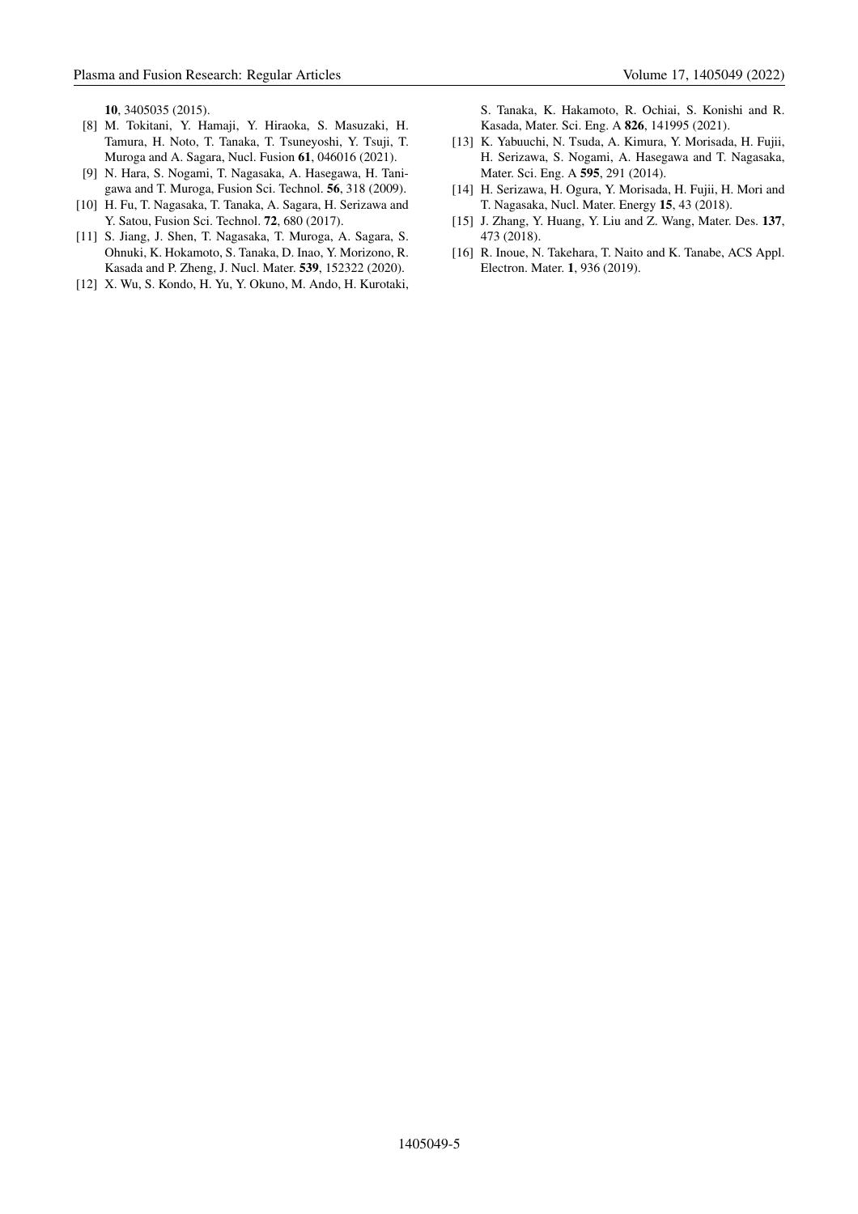10, 3405035 (2015).

[8] M. Tokitani, Y. Hamaji, Y. Hiraoka, S. Masuzaki, H. Tamura, H. Noto, T. Tanaka, T. Tsuneyoshi, Y. Tsuji, T. Muroga and A. Sagara, Nucl. Fusion **61**, 046016 (2021).

[9] N. Hara, S. Nogami, T. Nagasaka, A. Hasegawa, H. Tanigawa and T. Muroga, Fusion Sci. Technol. **56**, 318 (2009).

[10] H. Fu, T. Nagasaka, T. Tanaka, A. Sagara, H. Serizawa and Y. Satou, Fusion Sci. Technol. **72**, 680 (2017).

[11] S. Jiang, J. Shen, T. Nagasaka, T. Muroga, A. Sagara, S. Ohnuki, K. Hokamoto, S. Tanaka, D. Inao, Y. Morizono, R. Kasada and P. Zheng, J. Nucl. Mater. **539**, 152322 (2020).

[12] X. Wu, S. Kondo, H. Yu, Y. Okuno, M. Ando, H. Kurotaki, S. Tanaka, K. Hakamoto, R. Ochiai, S. Konishi and R. Kasada, Mater. Sci. Eng. A **826**, 141995 (2021).

[13] K. Yabuuchi, N. Tsuda, A. Kimura, Y. Morisada, H. Fujii, H. Serizawa, S. Nogami, A. Hasegawa and T. Nagasaka, Mater. Sci. Eng. A **595**, 291 (2014).

[14] H. Serizawa, H. Ogura, Y. Morisada, H. Fujii, H. Mori and T. Nagasaka, Nucl. Mater. Energy **15**, 43 (2018).

[15] J. Zhang, Y. Huang, Y. Liu and Z. Wang, Mater. Des. **137**, 473 (2018).

[16] R. Inoue, N. Takehara, T. Naito and K. Tanabe, ACS Appl. Electron. Mater. **1**, 936 (2019).